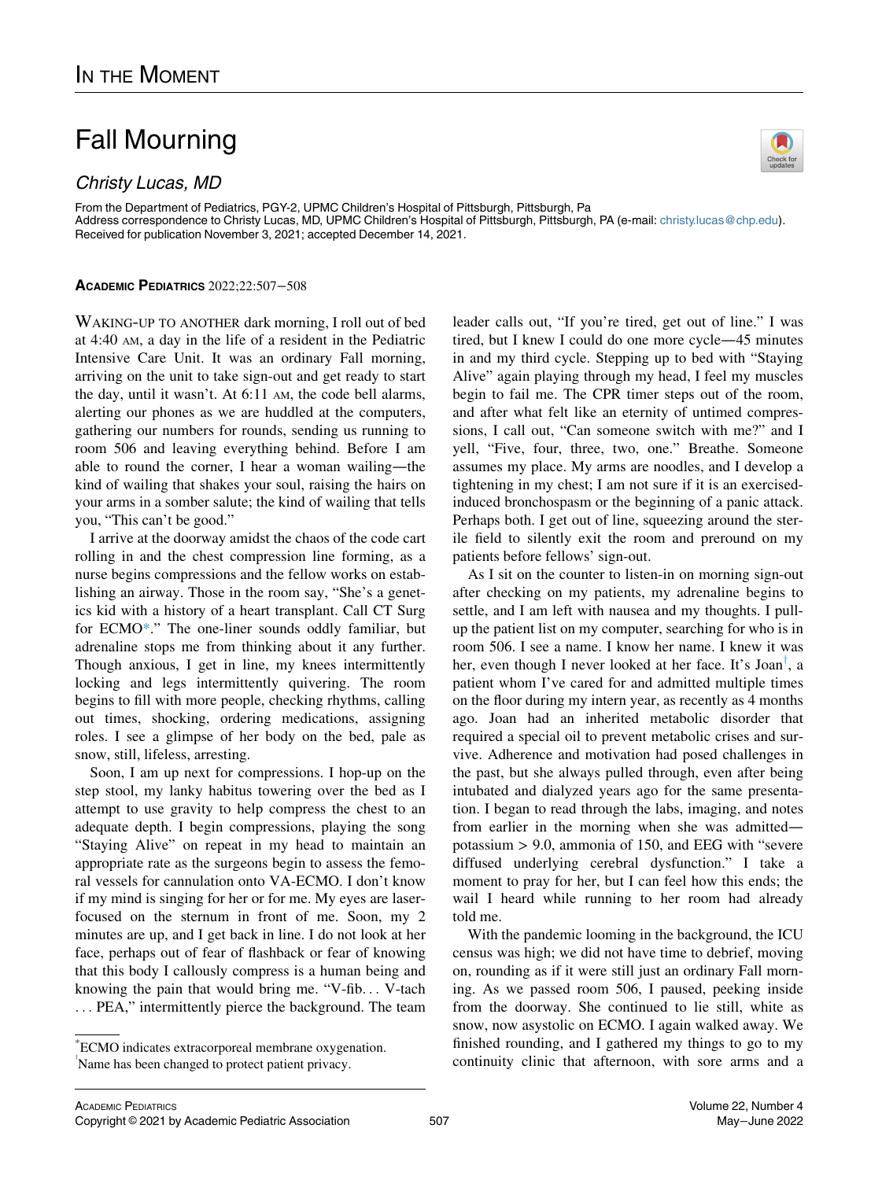IN THE MOMENT

# Fall Mourning

*Christy Lucas, MD*

From the Department of Pediatrics, PGY-2, UPMC Children's Hospital of Pittsburgh, Pittsburgh, Pa
Address correspondence to Christy Lucas, MD, UPMC Children's Hospital of Pittsburgh, Pittsburgh, PA (e-mail: christy.lucas@chp.edu).
Received for publication November 3, 2021; accepted December 14, 2021.

**ACADEMIC PEDIATRICS** 2022;22:507−508

WAKING-UP TO ANOTHER dark morning, I roll out of bed at 4:40 AM, a day in the life of a resident in the Pediatric Intensive Care Unit. It was an ordinary Fall morning, arriving on the unit to take sign-out and get ready to start the day, until it wasn't. At 6:11 AM, the code bell alarms, alerting our phones as we are huddled at the computers, gathering our numbers for rounds, sending us running to room 506 and leaving everything behind. Before I am able to round the corner, I hear a woman wailing—the kind of wailing that shakes your soul, raising the hairs on your arms in a somber salute; the kind of wailing that tells you, "This can't be good."

I arrive at the doorway amidst the chaos of the code cart rolling in and the chest compression line forming, as a nurse begins compressions and the fellow works on establishing an airway. Those in the room say, "She's a genetics kid with a history of a heart transplant. Call CT Surg for ECMO*." The one-liner sounds oddly familiar, but adrenaline stops me from thinking about it any further. Though anxious, I get in line, my knees intermittently locking and legs intermittently quivering. The room begins to fill with more people, checking rhythms, calling out times, shocking, ordering medications, assigning roles. I see a glimpse of her body on the bed, pale as snow, still, lifeless, arresting.

Soon, I am up next for compressions. I hop-up on the step stool, my lanky habitus towering over the bed as I attempt to use gravity to help compress the chest to an adequate depth. I begin compressions, playing the song "Staying Alive" on repeat in my head to maintain an appropriate rate as the surgeons begin to assess the femoral vessels for cannulation onto VA-ECMO. I don't know if my mind is singing for her or for me. My eyes are laser-focused on the sternum in front of me. Soon, my 2 minutes are up, and I get back in line. I do not look at her face, perhaps out of fear of flashback or fear of knowing that this body I callously compress is a human being and knowing the pain that would bring me. "V-fib… V-tach … PEA," intermittently pierce the background. The team leader calls out, "If you're tired, get out of line." I was tired, but I knew I could do one more cycle—45 minutes in and my third cycle. Stepping up to bed with "Staying Alive" again playing through my head, I feel my muscles begin to fail me. The CPR timer steps out of the room, and after what felt like an eternity of untimed compressions, I call out, "Can someone switch with me?" and I yell, "Five, four, three, two, one." Breathe. Someone assumes my place. My arms are noodles, and I develop a tightening in my chest; I am not sure if it is an exercised-induced bronchospasm or the beginning of a panic attack. Perhaps both. I get out of line, squeezing around the sterile field to silently exit the room and preround on my patients before fellows' sign-out.

As I sit on the counter to listen-in on morning sign-out after checking on my patients, my adrenaline begins to settle, and I am left with nausea and my thoughts. I pull-up the patient list on my computer, searching for who is in room 506. I see a name. I know her name. I knew it was her, even though I never looked at her face. It's Joan†, a patient whom I've cared for and admitted multiple times on the floor during my intern year, as recently as 4 months ago. Joan had an inherited metabolic disorder that required a special oil to prevent metabolic crises and survive. Adherence and motivation had posed challenges in the past, but she always pulled through, even after being intubated and dialyzed years ago for the same presentation. I began to read through the labs, imaging, and notes from earlier in the morning when she was admitted—potassium > 9.0, ammonia of 150, and EEG with "severe diffused underlying cerebral dysfunction." I take a moment to pray for her, but I can feel how this ends; the wail I heard while running to her room had already told me.

With the pandemic looming in the background, the ICU census was high; we did not have time to debrief, moving on, rounding as if it were still just an ordinary Fall morning. As we passed room 506, I paused, peeking inside from the doorway. She continued to lie still, white as snow, now asystolic on ECMO. I again walked away. We finished rounding, and I gathered my things to go to my continuity clinic that afternoon, with sore arms and a

---

*ECMO indicates extracorporeal membrane oxygenation.
†Name has been changed to protect patient privacy.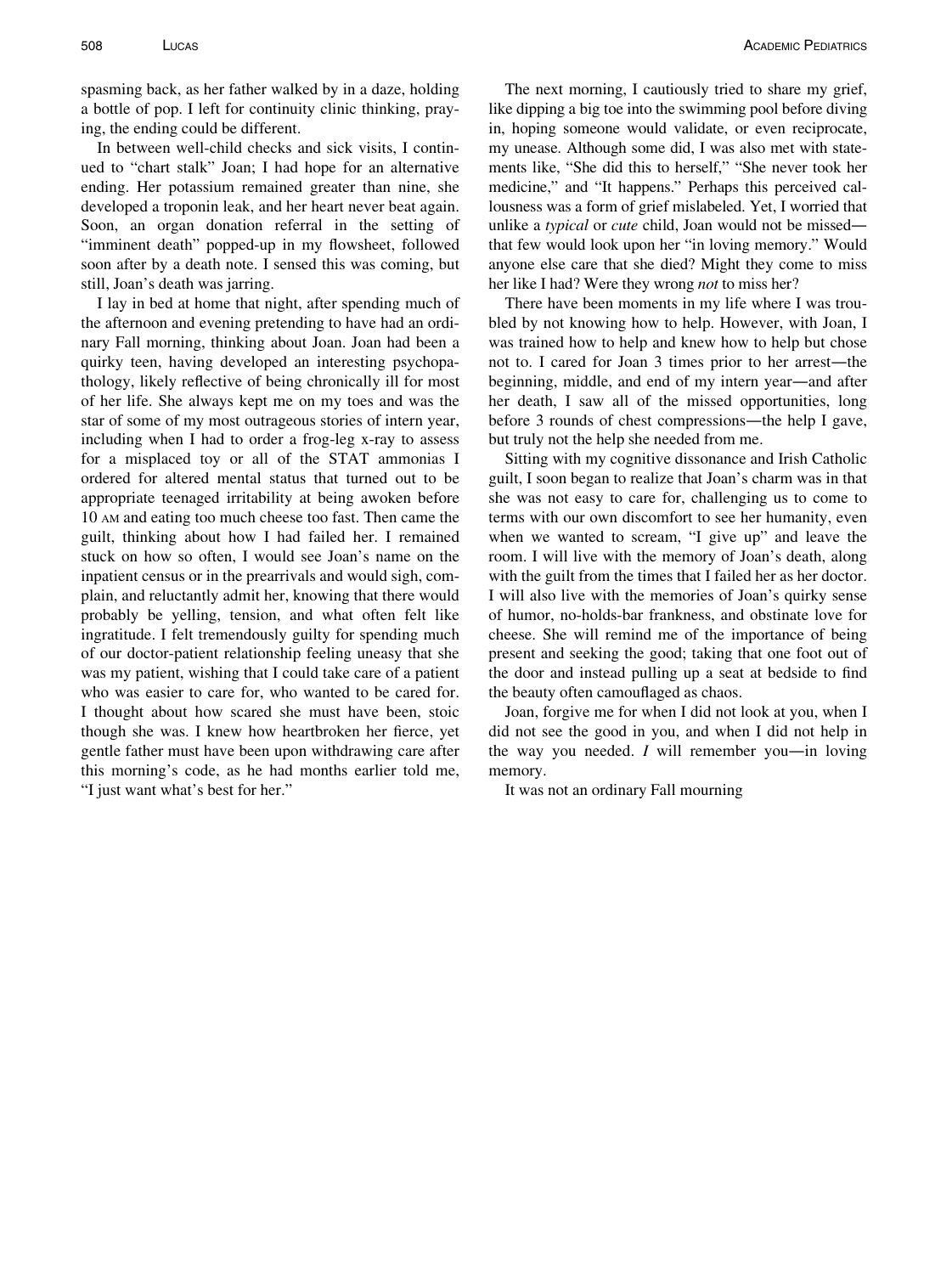spasming back, as her father walked by in a daze, holding a bottle of pop. I left for continuity clinic thinking, praying, the ending could be different.

In between well-child checks and sick visits, I continued to "chart stalk" Joan; I had hope for an alternative ending. Her potassium remained greater than nine, she developed a troponin leak, and her heart never beat again. Soon, an organ donation referral in the setting of "imminent death" popped-up in my flowsheet, followed soon after by a death note. I sensed this was coming, but still, Joan's death was jarring.

I lay in bed at home that night, after spending much of the afternoon and evening pretending to have had an ordinary Fall morning, thinking about Joan. Joan had been a quirky teen, having developed an interesting psychopathology, likely reflective of being chronically ill for most of her life. She always kept me on my toes and was the star of some of my most outrageous stories of intern year, including when I had to order a frog-leg x-ray to assess for a misplaced toy or all of the STAT ammonias I ordered for altered mental status that turned out to be appropriate teenaged irritability at being awoken before 10 AM and eating too much cheese too fast. Then came the guilt, thinking about how I had failed her. I remained stuck on how so often, I would see Joan's name on the inpatient census or in the prearrivals and would sigh, complain, and reluctantly admit her, knowing that there would probably be yelling, tension, and what often felt like ingratitude. I felt tremendously guilty for spending much of our doctor-patient relationship feeling uneasy that she was my patient, wishing that I could take care of a patient who was easier to care for, who wanted to be cared for. I thought about how scared she must have been, stoic though she was. I knew how heartbroken her fierce, yet gentle father must have been upon withdrawing care after this morning's code, as he had months earlier told me, "I just want what's best for her."

The next morning, I cautiously tried to share my grief, like dipping a big toe into the swimming pool before diving in, hoping someone would validate, or even reciprocate, my unease. Although some did, I was also met with statements like, "She did this to herself," "She never took her medicine," and "It happens." Perhaps this perceived callousness was a form of grief mislabeled. Yet, I worried that unlike a *typical* or *cute* child, Joan would not be missed—that few would look upon her "in loving memory." Would anyone else care that she died? Might they come to miss her like I had? Were they wrong *not* to miss her?

There have been moments in my life where I was troubled by not knowing how to help. However, with Joan, I was trained how to help and knew how to help but chose not to. I cared for Joan 3 times prior to her arrest—the beginning, middle, and end of my intern year—and after her death, I saw all of the missed opportunities, long before 3 rounds of chest compressions—the help I gave, but truly not the help she needed from me.

Sitting with my cognitive dissonance and Irish Catholic guilt, I soon began to realize that Joan's charm was in that she was not easy to care for, challenging us to come to terms with our own discomfort to see her humanity, even when we wanted to scream, "I give up" and leave the room. I will live with the memory of Joan's death, along with the guilt from the times that I failed her as her doctor. I will also live with the memories of Joan's quirky sense of humor, no-holds-bar frankness, and obstinate love for cheese. She will remind me of the importance of being present and seeking the good; taking that one foot out of the door and instead pulling up a seat at bedside to find the beauty often camouflaged as chaos.

Joan, forgive me for when I did not look at you, when I did not see the good in you, and when I did not help in the way you needed. *I* will remember you—in loving memory.

It was not an ordinary Fall mourning